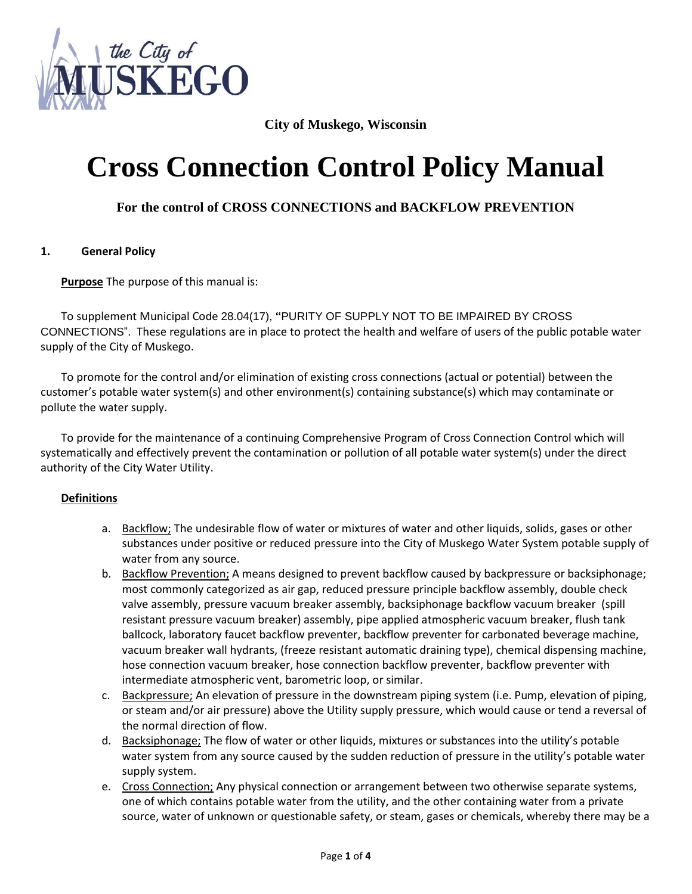City of Muskego, Wisconsin

# Cross Connection Control Policy Manual

### For the control of CROSS CONNECTIONS and BACKFLOW PREVENTION

## 1. General Policy

**Purpose** The purpose of this manual is:

To supplement Municipal Code 28.04(17), "PURITY OF SUPPLY NOT TO BE IMPAIRED BY CROSS CONNECTIONS". These regulations are in place to protect the health and welfare of users of the public potable water supply of the City of Muskego.

To promote for the control and/or elimination of existing cross connections (actual or potential) between the customer's potable water system(s) and other environment(s) containing substance(s) which may contaminate or pollute the water supply.

To provide for the maintenance of a continuing Comprehensive Program of Cross Connection Control which will systematically and effectively prevent the contamination or pollution of all potable water system(s) under the direct authority of the City Water Utility.

**Definitions**

a. Backflow; The undesirable flow of water or mixtures of water and other liquids, solids, gases or other substances under positive or reduced pressure into the City of Muskego Water System potable supply of water from any source.
b. Backflow Prevention; A means designed to prevent backflow caused by backpressure or backsiphonage; most commonly categorized as air gap, reduced pressure principle backflow assembly, double check valve assembly, pressure vacuum breaker assembly, backsiphonage backflow vacuum breaker (spill resistant pressure vacuum breaker) assembly, pipe applied atmospheric vacuum breaker, flush tank ballcock, laboratory faucet backflow preventer, backflow preventer for carbonated beverage machine, vacuum breaker wall hydrants, (freeze resistant automatic draining type), chemical dispensing machine, hose connection vacuum breaker, hose connection backflow preventer, backflow preventer with intermediate atmospheric vent, barometric loop, or similar.
c. Backpressure; An elevation of pressure in the downstream piping system (i.e. Pump, elevation of piping, or steam and/or air pressure) above the Utility supply pressure, which would cause or tend a reversal of the normal direction of flow.
d. Backsiphonage; The flow of water or other liquids, mixtures or substances into the utility's potable water system from any source caused by the sudden reduction of pressure in the utility's potable water supply system.
e. Cross Connection; Any physical connection or arrangement between two otherwise separate systems, one of which contains potable water from the utility, and the other containing water from a private source, water of unknown or questionable safety, or steam, gases or chemicals, whereby there may be a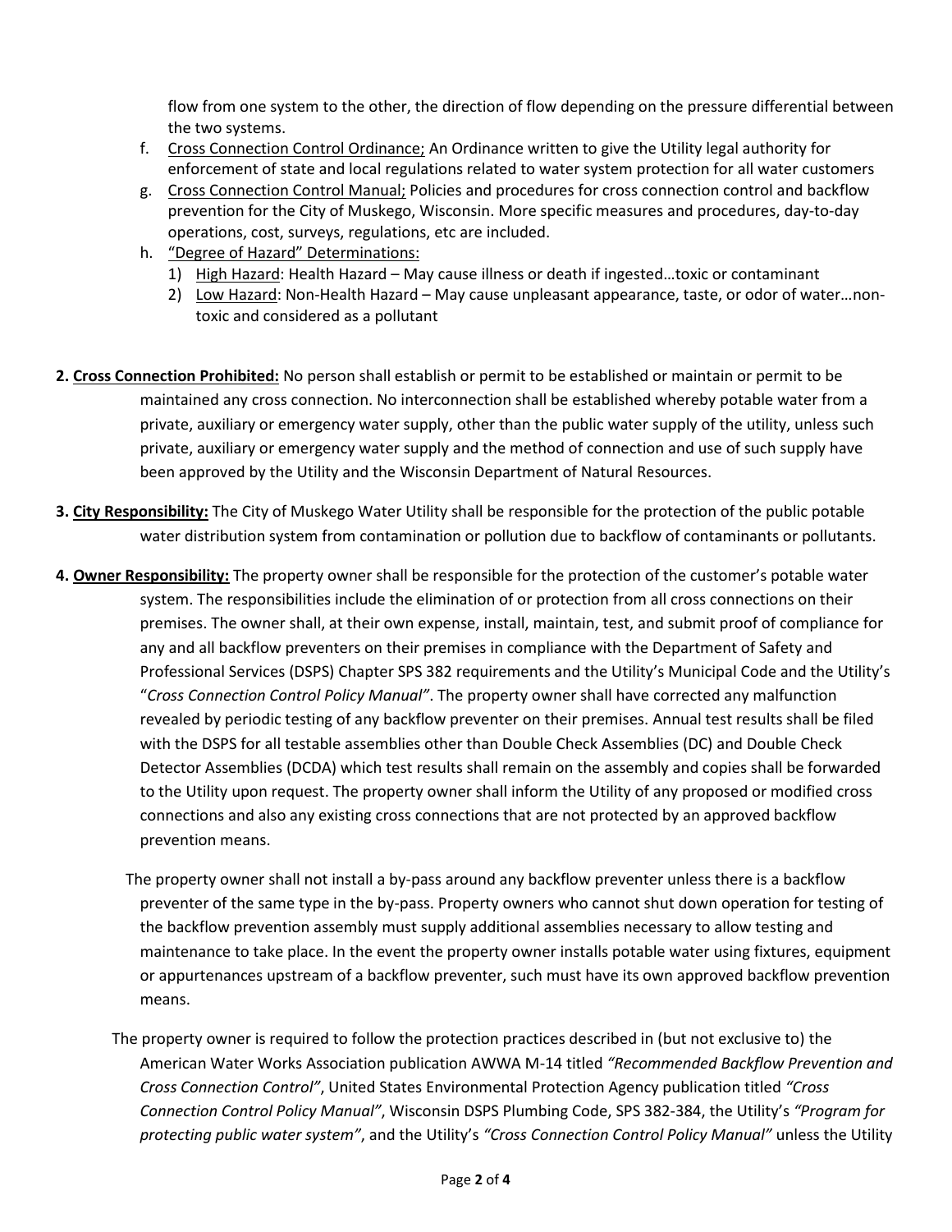flow from one system to the other, the direction of flow depending on the pressure differential between the two systems.

f. Cross Connection Control Ordinance; An Ordinance written to give the Utility legal authority for enforcement of state and local regulations related to water system protection for all water customers
g. Cross Connection Control Manual; Policies and procedures for cross connection control and backflow prevention for the City of Muskego, Wisconsin. More specific measures and procedures, day-to-day operations, cost, surveys, regulations, etc are included.
h. "Degree of Hazard" Determinations:
   1) High Hazard: Health Hazard – May cause illness or death if ingested…toxic or contaminant
   2) Low Hazard: Non-Health Hazard – May cause unpleasant appearance, taste, or odor of water…non-toxic and considered as a pollutant

**2. Cross Connection Prohibited:** No person shall establish or permit to be established or maintain or permit to be maintained any cross connection. No interconnection shall be established whereby potable water from a private, auxiliary or emergency water supply, other than the public water supply of the utility, unless such private, auxiliary or emergency water supply and the method of connection and use of such supply have been approved by the Utility and the Wisconsin Department of Natural Resources.

**3. City Responsibility:** The City of Muskego Water Utility shall be responsible for the protection of the public potable water distribution system from contamination or pollution due to backflow of contaminants or pollutants.

**4. Owner Responsibility:** The property owner shall be responsible for the protection of the customer's potable water system. The responsibilities include the elimination of or protection from all cross connections on their premises. The owner shall, at their own expense, install, maintain, test, and submit proof of compliance for any and all backflow preventers on their premises in compliance with the Department of Safety and Professional Services (DSPS) Chapter SPS 382 requirements and the Utility's Municipal Code and the Utility's "*Cross Connection Control Policy Manual"*. The property owner shall have corrected any malfunction revealed by periodic testing of any backflow preventer on their premises. Annual test results shall be filed with the DSPS for all testable assemblies other than Double Check Assemblies (DC) and Double Check Detector Assemblies (DCDA) which test results shall remain on the assembly and copies shall be forwarded to the Utility upon request. The property owner shall inform the Utility of any proposed or modified cross connections and also any existing cross connections that are not protected by an approved backflow prevention means.

The property owner shall not install a by-pass around any backflow preventer unless there is a backflow preventer of the same type in the by-pass. Property owners who cannot shut down operation for testing of the backflow prevention assembly must supply additional assemblies necessary to allow testing and maintenance to take place. In the event the property owner installs potable water using fixtures, equipment or appurtenances upstream of a backflow preventer, such must have its own approved backflow prevention means.

The property owner is required to follow the protection practices described in (but not exclusive to) the American Water Works Association publication AWWA M-14 titled *"Recommended Backflow Prevention and Cross Connection Control"*, United States Environmental Protection Agency publication titled *"Cross Connection Control Policy Manual"*, Wisconsin DSPS Plumbing Code, SPS 382-384, the Utility's *"Program for protecting public water system"*, and the Utility's *"Cross Connection Control Policy Manual"* unless the Utility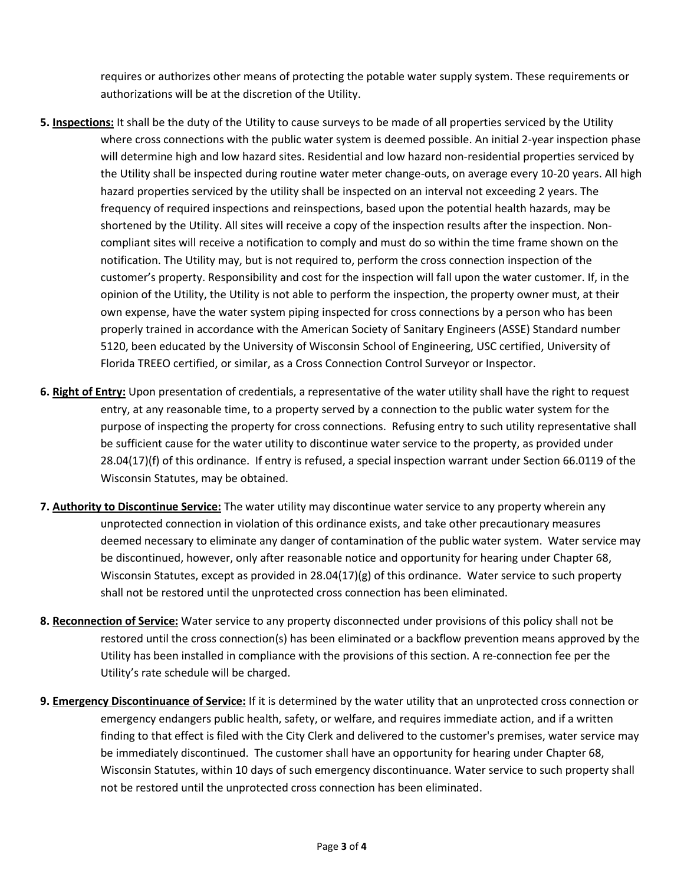requires or authorizes other means of protecting the potable water supply system. These requirements or authorizations will be at the discretion of the Utility.

**5. Inspections:** It shall be the duty of the Utility to cause surveys to be made of all properties serviced by the Utility where cross connections with the public water system is deemed possible. An initial 2-year inspection phase will determine high and low hazard sites. Residential and low hazard non-residential properties serviced by the Utility shall be inspected during routine water meter change-outs, on average every 10-20 years. All high hazard properties serviced by the utility shall be inspected on an interval not exceeding 2 years. The frequency of required inspections and reinspections, based upon the potential health hazards, may be shortened by the Utility. All sites will receive a copy of the inspection results after the inspection. Non-compliant sites will receive a notification to comply and must do so within the time frame shown on the notification. The Utility may, but is not required to, perform the cross connection inspection of the customer's property. Responsibility and cost for the inspection will fall upon the water customer. If, in the opinion of the Utility, the Utility is not able to perform the inspection, the property owner must, at their own expense, have the water system piping inspected for cross connections by a person who has been properly trained in accordance with the American Society of Sanitary Engineers (ASSE) Standard number 5120, been educated by the University of Wisconsin School of Engineering, USC certified, University of Florida TREEO certified, or similar, as a Cross Connection Control Surveyor or Inspector.

**6. Right of Entry:** Upon presentation of credentials, a representative of the water utility shall have the right to request entry, at any reasonable time, to a property served by a connection to the public water system for the purpose of inspecting the property for cross connections. Refusing entry to such utility representative shall be sufficient cause for the water utility to discontinue water service to the property, as provided under 28.04(17)(f) of this ordinance. If entry is refused, a special inspection warrant under Section 66.0119 of the Wisconsin Statutes, may be obtained.

**7. Authority to Discontinue Service:** The water utility may discontinue water service to any property wherein any unprotected connection in violation of this ordinance exists, and take other precautionary measures deemed necessary to eliminate any danger of contamination of the public water system. Water service may be discontinued, however, only after reasonable notice and opportunity for hearing under Chapter 68, Wisconsin Statutes, except as provided in 28.04(17)(g) of this ordinance. Water service to such property shall not be restored until the unprotected cross connection has been eliminated.

**8. Reconnection of Service:** Water service to any property disconnected under provisions of this policy shall not be restored until the cross connection(s) has been eliminated or a backflow prevention means approved by the Utility has been installed in compliance with the provisions of this section. A re-connection fee per the Utility's rate schedule will be charged.

**9. Emergency Discontinuance of Service:** If it is determined by the water utility that an unprotected cross connection or emergency endangers public health, safety, or welfare, and requires immediate action, and if a written finding to that effect is filed with the City Clerk and delivered to the customer's premises, water service may be immediately discontinued. The customer shall have an opportunity for hearing under Chapter 68, Wisconsin Statutes, within 10 days of such emergency discontinuance. Water service to such property shall not be restored until the unprotected cross connection has been eliminated.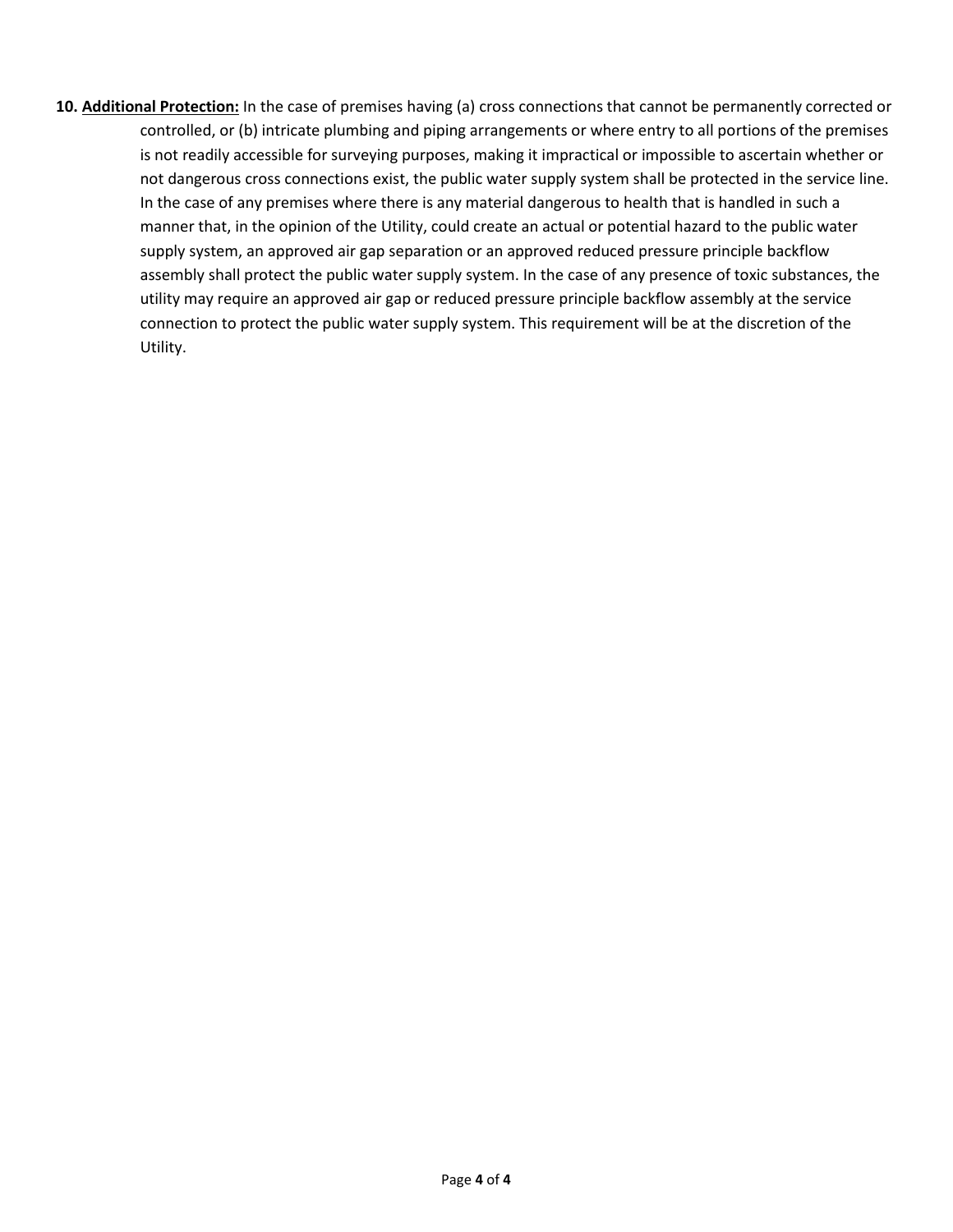10. **<u>Additional Protection:</u>** In the case of premises having (a) cross connections that cannot be permanently corrected or controlled, or (b) intricate plumbing and piping arrangements or where entry to all portions of the premises is not readily accessible for surveying purposes, making it impractical or impossible to ascertain whether or not dangerous cross connections exist, the public water supply system shall be protected in the service line. In the case of any premises where there is any material dangerous to health that is handled in such a manner that, in the opinion of the Utility, could create an actual or potential hazard to the public water supply system, an approved air gap separation or an approved reduced pressure principle backflow assembly shall protect the public water supply system. In the case of any presence of toxic substances, the utility may require an approved air gap or reduced pressure principle backflow assembly at the service connection to protect the public water supply system. This requirement will be at the discretion of the Utility.